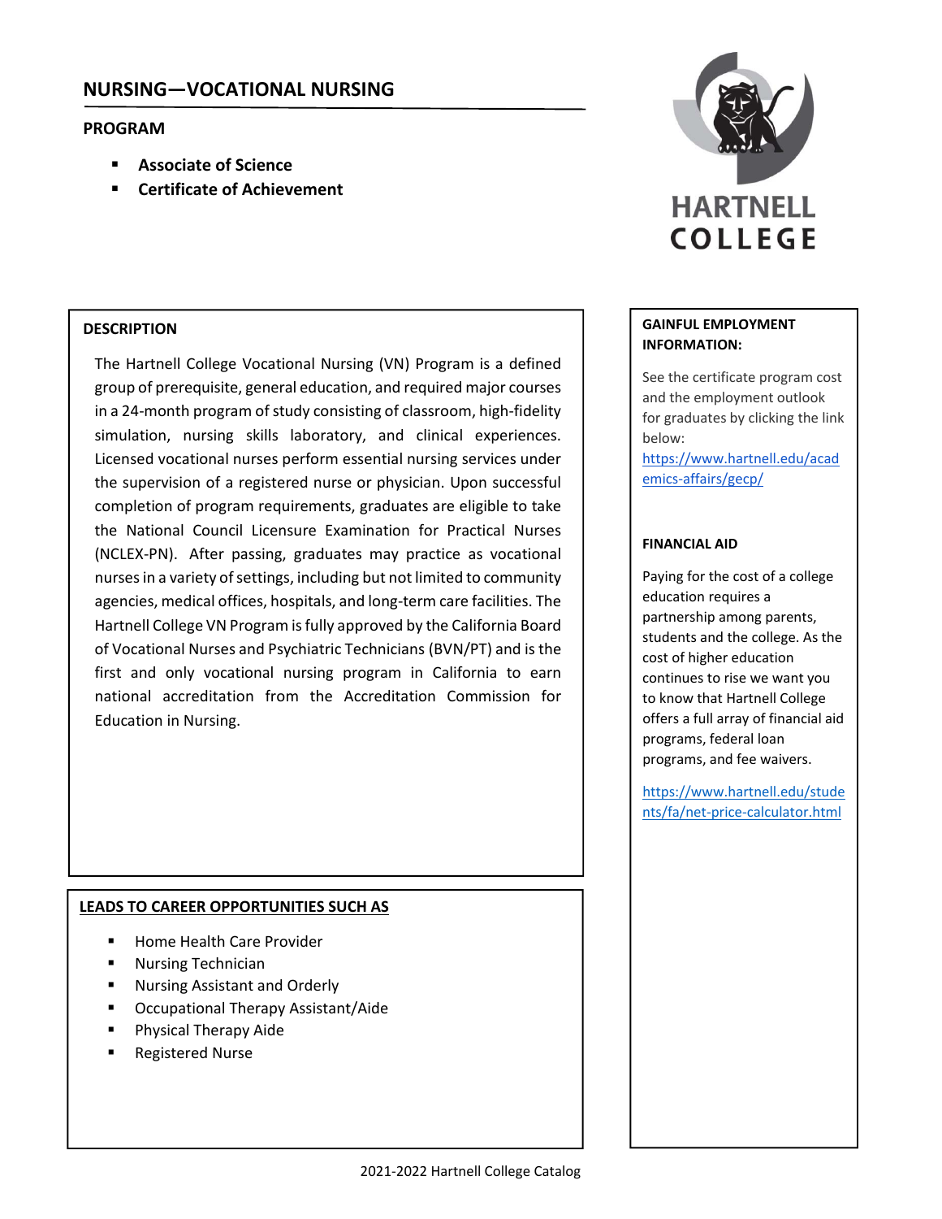# NURSING—VOCATIONAL NURSING

## PROGRAM

- **Associate of Science**
- **Certificate of Achievement**

HARTNELL COLLEGE

### DESCRIPTION

The Hartnell College Vocational Nursing (VN) Program is a defined group of prerequisite, general education, and required major courses in a 24-month program of study consisting of classroom, high-fidelity simulation, nursing skills laboratory, and clinical experiences. Licensed vocational nurses perform essential nursing services under the supervision of a registered nurse or physician. Upon successful completion of program requirements, graduates are eligible to take the National Council Licensure Examination for Practical Nurses (NCLEX-PN). After passing, graduates may practice as vocational nurses in a variety of settings, including but not limited to community agencies, medical offices, hospitals, and long-term care facilities. The Hartnell College VN Program is fully approved by the California Board of Vocational Nurses and Psychiatric Technicians (BVN/PT) and is the first and only vocational nursing program in California to earn national accreditation from the Accreditation Commission for Education in Nursing.

### LEADS TO CAREER OPPORTUNITIES SUCH AS

- Home Health Care Provider
- Nursing Technician
- Nursing Assistant and Orderly
- Occupational Therapy Assistant/Aide
- Physical Therapy Aide
- Registered Nurse

### GAINFUL EMPLOYMENT INFORMATION:

See the certificate program cost and the employment outlook for graduates by clicking the link below:
https://www.hartnell.edu/academics-affairs/gecp/

### FINANCIAL AID

Paying for the cost of a college education requires a partnership among parents, students and the college. As the cost of higher education continues to rise we want you to know that Hartnell College offers a full array of financial aid programs, federal loan programs, and fee waivers.

https://www.hartnell.edu/students/fa/net-price-calculator.html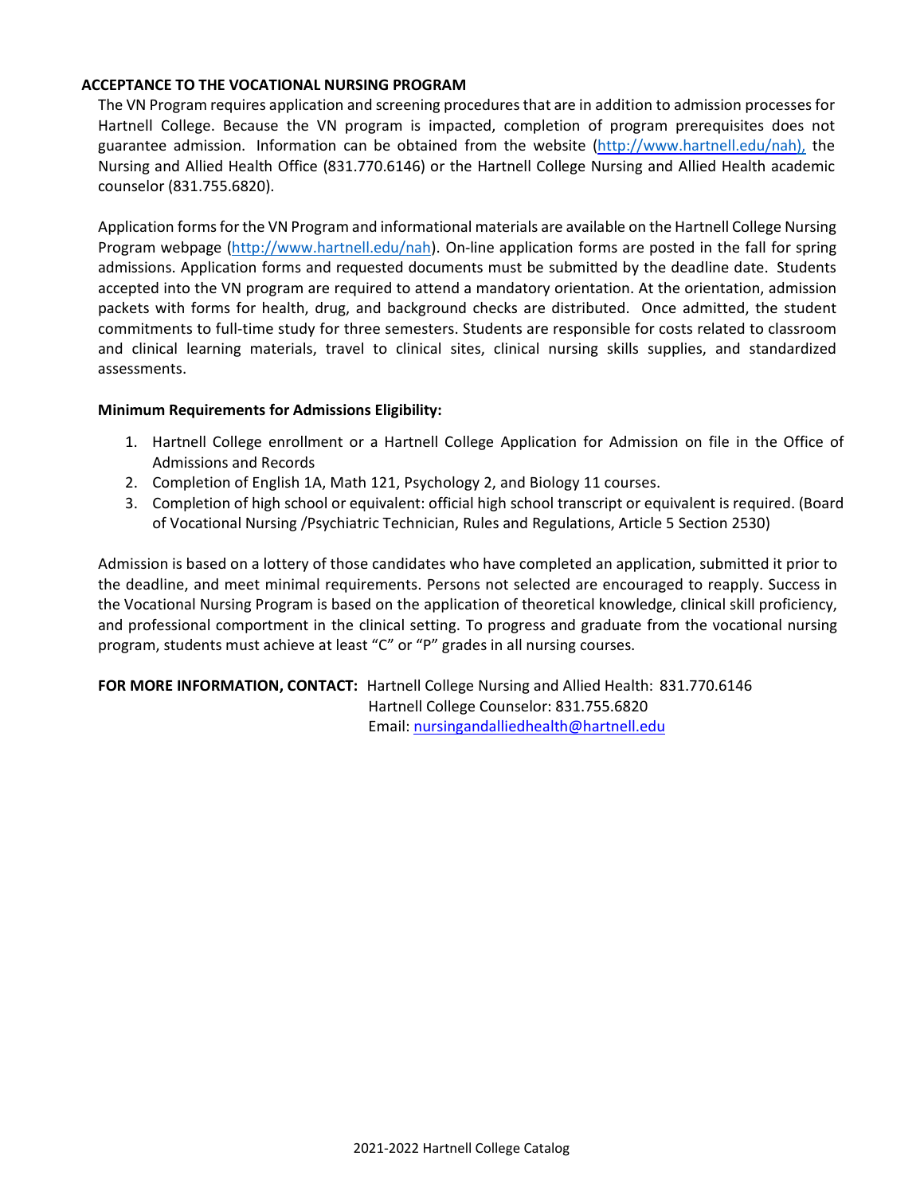## ACCEPTANCE TO THE VOCATIONAL NURSING PROGRAM

The VN Program requires application and screening procedures that are in addition to admission processes for Hartnell College. Because the VN program is impacted, completion of program prerequisites does not guarantee admission. Information can be obtained from the website (http://www.hartnell.edu/nah), the Nursing and Allied Health Office (831.770.6146) or the Hartnell College Nursing and Allied Health academic counselor (831.755.6820).

Application forms for the VN Program and informational materials are available on the Hartnell College Nursing Program webpage (http://www.hartnell.edu/nah). On-line application forms are posted in the fall for spring admissions. Application forms and requested documents must be submitted by the deadline date. Students accepted into the VN program are required to attend a mandatory orientation. At the orientation, admission packets with forms for health, drug, and background checks are distributed. Once admitted, the student commitments to full-time study for three semesters. Students are responsible for costs related to classroom and clinical learning materials, travel to clinical sites, clinical nursing skills supplies, and standardized assessments.

**Minimum Requirements for Admissions Eligibility:**

1. Hartnell College enrollment or a Hartnell College Application for Admission on file in the Office of Admissions and Records
2. Completion of English 1A, Math 121, Psychology 2, and Biology 11 courses.
3. Completion of high school or equivalent: official high school transcript or equivalent is required. (Board of Vocational Nursing /Psychiatric Technician, Rules and Regulations, Article 5 Section 2530)

Admission is based on a lottery of those candidates who have completed an application, submitted it prior to the deadline, and meet minimal requirements. Persons not selected are encouraged to reapply. Success in the Vocational Nursing Program is based on the application of theoretical knowledge, clinical skill proficiency, and professional comportment in the clinical setting. To progress and graduate from the vocational nursing program, students must achieve at least "C" or "P" grades in all nursing courses.

**FOR MORE INFORMATION, CONTACT:** Hartnell College Nursing and Allied Health: 831.770.6146
Hartnell College Counselor: 831.755.6820
Email: nursingandalliedhealth@hartnell.edu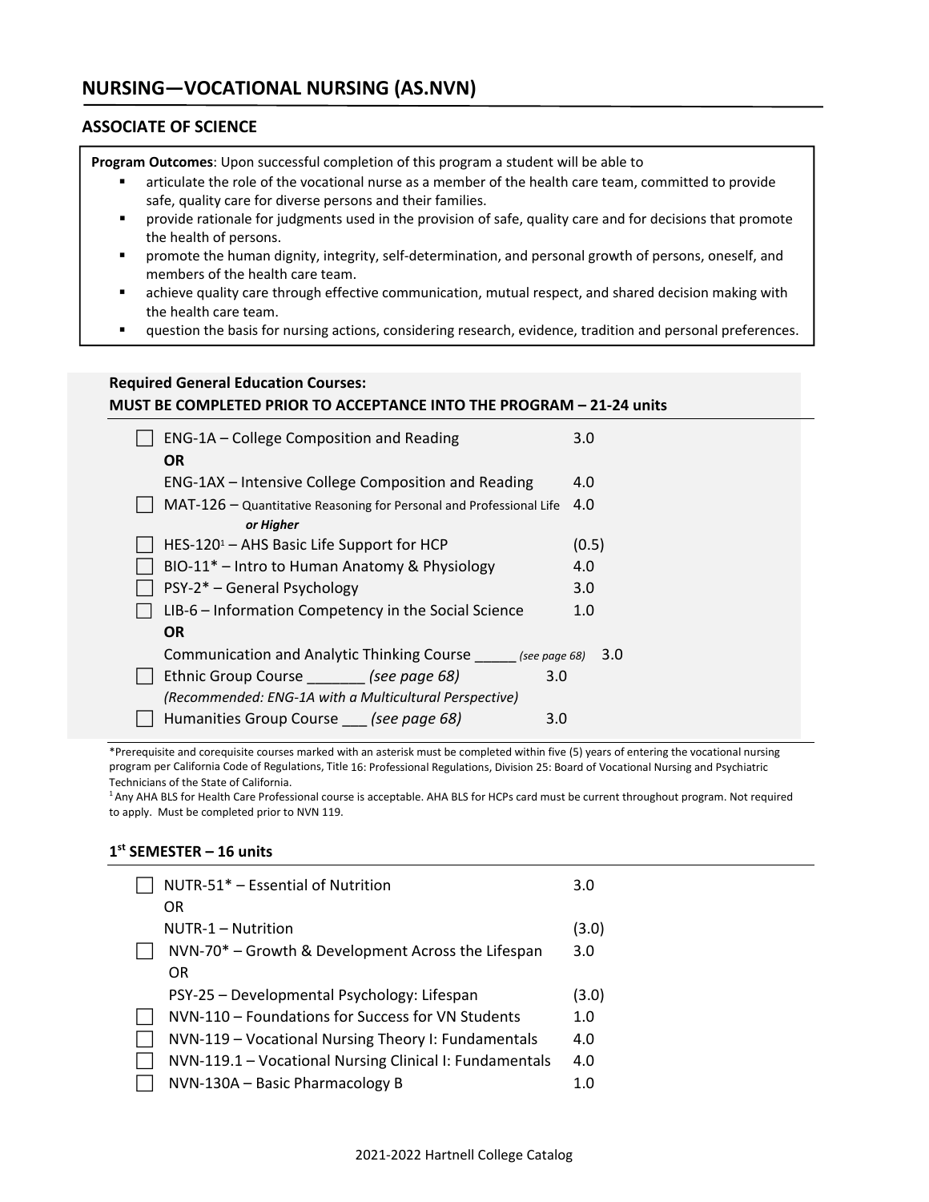# NURSING—VOCATIONAL NURSING (AS.NVN)

## ASSOCIATE OF SCIENCE

**Program Outcomes**: Upon successful completion of this program a student will be able to

- articulate the role of the vocational nurse as a member of the health care team, committed to provide safe, quality care for diverse persons and their families.
- provide rationale for judgments used in the provision of safe, quality care and for decisions that promote the health of persons.
- promote the human dignity, integrity, self-determination, and personal growth of persons, oneself, and members of the health care team.
- achieve quality care through effective communication, mutual respect, and shared decision making with the health care team.
- question the basis for nursing actions, considering research, evidence, tradition and personal preferences.

### Required General Education Courses:
### MUST BE COMPLETED PRIOR TO ACCEPTANCE INTO THE PROGRAM – 21-24 units

| Course | Units |
|---|---|
| ☐ ENG-1A – College Composition and Reading | 3.0 |
| **OR** | |
| ENG-1AX – Intensive College Composition and Reading | 4.0 |
| ☐ MAT-126 – Quantitative Reasoning for Personal and Professional Life ***or Higher*** | 4.0 |
| ☐ HES-120[1] – AHS Basic Life Support for HCP | (0.5) |
| ☐ BIO-11* – Intro to Human Anatomy & Physiology | 4.0 |
| ☐ PSY-2* – General Psychology | 3.0 |
| ☐ LIB-6 – Information Competency in the Social Science | 1.0 |
| **OR** | |
| Communication and Analytic Thinking Course _____ *(see page 68)* | 3.0 |
| ☐ Ethnic Group Course _______ *(see page 68)* *(Recommended: ENG-1A with a Multicultural Perspective)* | 3.0 |
| ☐ Humanities Group Course ___ *(see page 68)* | 3.0 |

*Prerequisite and corequisite courses marked with an asterisk must be completed within five (5) years of entering the vocational nursing program per California Code of Regulations, Title 16: Professional Regulations, Division 25: Board of Vocational Nursing and Psychiatric Technicians of the State of California.

[1] Any AHA BLS for Health Care Professional course is acceptable. AHA BLS for HCPs card must be current throughout program. Not required to apply. Must be completed prior to NVN 119.

### 1st SEMESTER – 16 units

| Course | Units |
|---|---|
| ☐ NUTR-51* – Essential of Nutrition | 3.0 |
| OR | |
| NUTR-1 – Nutrition | (3.0) |
| ☐ NVN-70* – Growth & Development Across the Lifespan | 3.0 |
| OR | |
| PSY-25 – Developmental Psychology: Lifespan | (3.0) |
| ☐ NVN-110 – Foundations for Success for VN Students | 1.0 |
| ☐ NVN-119 – Vocational Nursing Theory I: Fundamentals | 4.0 |
| ☐ NVN-119.1 – Vocational Nursing Clinical I: Fundamentals | 4.0 |
| ☐ NVN-130A – Basic Pharmacology B | 1.0 |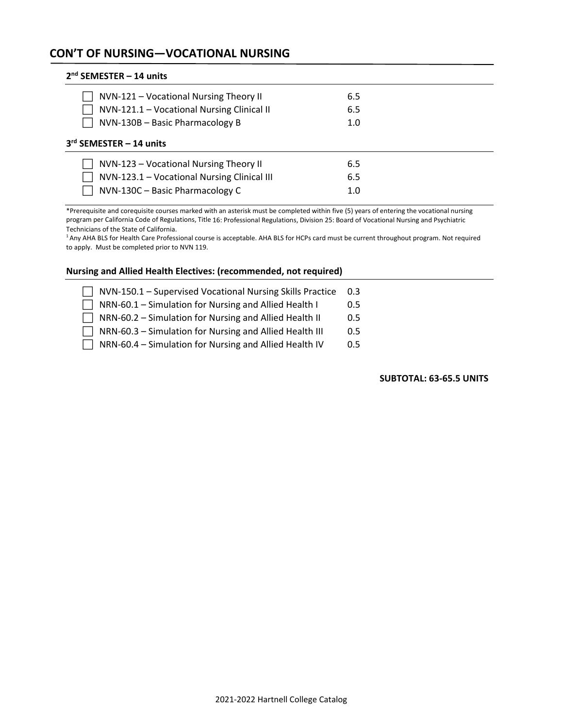## CON'T OF NURSING—VOCATIONAL NURSING

### 2nd SEMESTER – 14 units

| Course | Units |
|---|---|
| ☐ NVN-121 – Vocational Nursing Theory II | 6.5 |
| ☐ NVN-121.1 – Vocational Nursing Clinical II | 6.5 |
| ☐ NVN-130B – Basic Pharmacology B | 1.0 |

### 3rd SEMESTER – 14 units

| Course | Units |
|---|---|
| ☐ NVN-123 – Vocational Nursing Theory II | 6.5 |
| ☐ NVN-123.1 – Vocational Nursing Clinical III | 6.5 |
| ☐ NVN-130C – Basic Pharmacology C | 1.0 |

*Prerequisite and corequisite courses marked with an asterisk must be completed within five (5) years of entering the vocational nursing program per California Code of Regulations, Title 16: Professional Regulations, Division 25: Board of Vocational Nursing and Psychiatric Technicians of the State of California.

[1] Any AHA BLS for Health Care Professional course is acceptable. AHA BLS for HCPs card must be current throughout program. Not required to apply. Must be completed prior to NVN 119.

### Nursing and Allied Health Electives: (recommended, not required)

| Course | Units |
|---|---|
| ☐ NVN-150.1 – Supervised Vocational Nursing Skills Practice | 0.3 |
| ☐ NRN-60.1 – Simulation for Nursing and Allied Health I | 0.5 |
| ☐ NRN-60.2 – Simulation for Nursing and Allied Health II | 0.5 |
| ☐ NRN-60.3 – Simulation for Nursing and Allied Health III | 0.5 |
| ☐ NRN-60.4 – Simulation for Nursing and Allied Health IV | 0.5 |

**SUBTOTAL: 63-65.5 UNITS**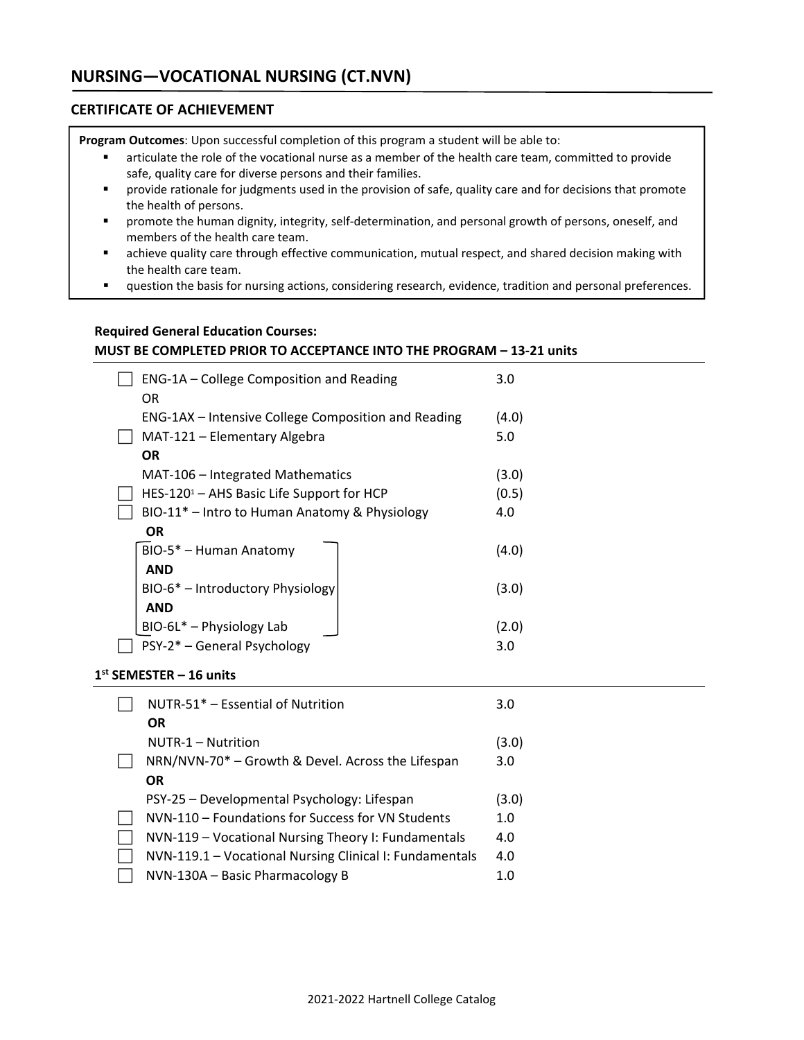## NURSING—VOCATIONAL NURSING (CT.NVN)

### CERTIFICATE OF ACHIEVEMENT

**Program Outcomes**: Upon successful completion of this program a student will be able to:

- articulate the role of the vocational nurse as a member of the health care team, committed to provide safe, quality care for diverse persons and their families.
- provide rationale for judgments used in the provision of safe, quality care and for decisions that promote the health of persons.
- promote the human dignity, integrity, self-determination, and personal growth of persons, oneself, and members of the health care team.
- achieve quality care through effective communication, mutual respect, and shared decision making with the health care team.
- question the basis for nursing actions, considering research, evidence, tradition and personal preferences.

**Required General Education Courses:**
**MUST BE COMPLETED PRIOR TO ACCEPTANCE INTO THE PROGRAM – 13-21 units**

| | Course | Units |
|---|---|---|
| ☐ | ENG-1A – College Composition and Reading | 3.0 |
| | OR | |
| | ENG-1AX – Intensive College Composition and Reading | (4.0) |
| ☐ | MAT-121 – Elementary Algebra | 5.0 |
| | **OR** | |
| | MAT-106 – Integrated Mathematics | (3.0) |
| ☐ | HES-120[1] – AHS Basic Life Support for HCP | (0.5) |
| ☐ | BIO-11* – Intro to Human Anatomy & Physiology | 4.0 |
| | **OR** | |
| | BIO-5* – Human Anatomy | (4.0) |
| | **AND** | |
| | BIO-6* – Introductory Physiology | (3.0) |
| | **AND** | |
| | BIO-6L* – Physiology Lab | (2.0) |
| ☐ | PSY-2* – General Psychology | 3.0 |

**1st SEMESTER – 16 units**

| | Course | Units |
|---|---|---|
| ☐ | NUTR-51* – Essential of Nutrition | 3.0 |
| | **OR** | |
| | NUTR-1 – Nutrition | (3.0) |
| ☐ | NRN/NVN-70* – Growth & Devel. Across the Lifespan | 3.0 |
| | **OR** | |
| | PSY-25 – Developmental Psychology: Lifespan | (3.0) |
| ☐ | NVN-110 – Foundations for Success for VN Students | 1.0 |
| ☐ | NVN-119 – Vocational Nursing Theory I: Fundamentals | 4.0 |
| ☐ | NVN-119.1 – Vocational Nursing Clinical I: Fundamentals | 4.0 |
| ☐ | NVN-130A – Basic Pharmacology B | 1.0 |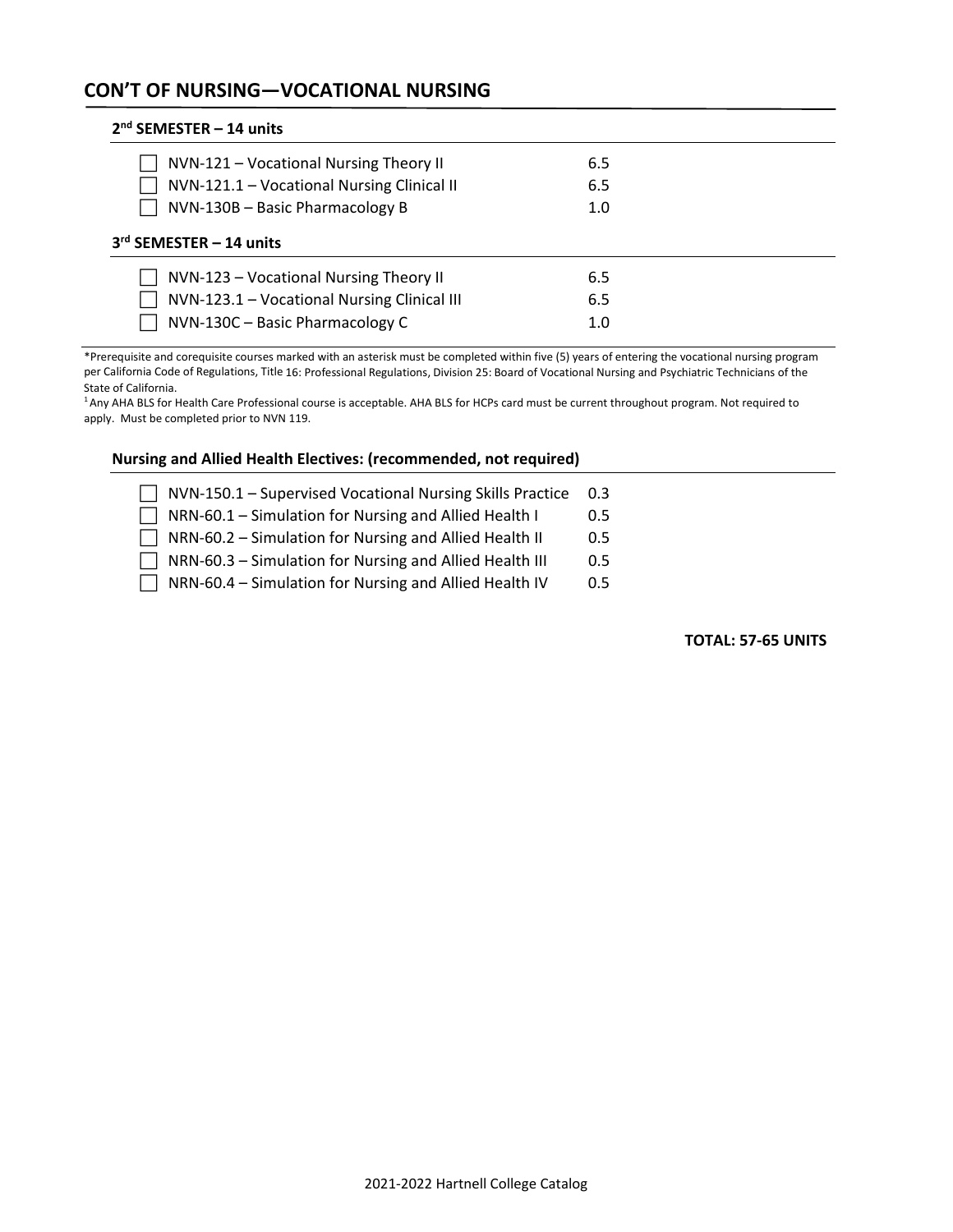## CON'T OF NURSING—VOCATIONAL NURSING

### 2nd SEMESTER – 14 units

| | |
|---|---|
| ☐ NVN-121 – Vocational Nursing Theory II | 6.5 |
| ☐ NVN-121.1 – Vocational Nursing Clinical II | 6.5 |
| ☐ NVN-130B – Basic Pharmacology B | 1.0 |

### 3rd SEMESTER – 14 units

| | |
|---|---|
| ☐ NVN-123 – Vocational Nursing Theory II | 6.5 |
| ☐ NVN-123.1 – Vocational Nursing Clinical III | 6.5 |
| ☐ NVN-130C – Basic Pharmacology C | 1.0 |

*Prerequisite and corequisite courses marked with an asterisk must be completed within five (5) years of entering the vocational nursing program per California Code of Regulations, Title 16: Professional Regulations, Division 25: Board of Vocational Nursing and Psychiatric Technicians of the State of California.

[1] Any AHA BLS for Health Care Professional course is acceptable. AHA BLS for HCPs card must be current throughout program. Not required to apply. Must be completed prior to NVN 119.

### Nursing and Allied Health Electives: (recommended, not required)

| | |
|---|---|
| ☐ NVN-150.1 – Supervised Vocational Nursing Skills Practice | 0.3 |
| ☐ NRN-60.1 – Simulation for Nursing and Allied Health I | 0.5 |
| ☐ NRN-60.2 – Simulation for Nursing and Allied Health II | 0.5 |
| ☐ NRN-60.3 – Simulation for Nursing and Allied Health III | 0.5 |
| ☐ NRN-60.4 – Simulation for Nursing and Allied Health IV | 0.5 |

**TOTAL: 57-65 UNITS**